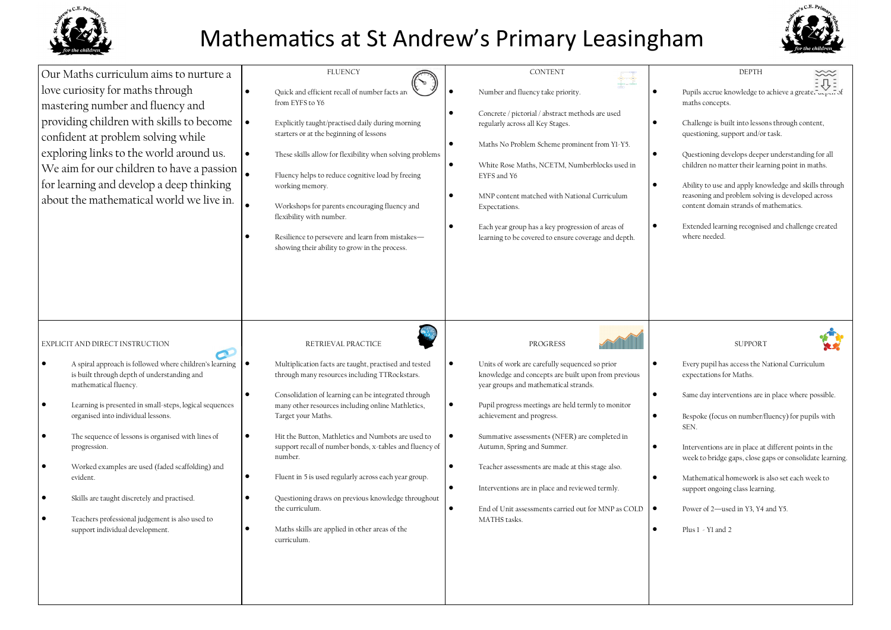# Mathematics at St Andrew's Primary Leasingham

Our Maths curriculum aims to nurture a love curiosity for maths through mastering number and fluency and providing children with skills to become confident at problem solving while exploring links to the world around us. We aim for our children to have a passion for learning and develop a deep thinking about the mathematical world we live in.

## FLUENCY

- Quick and efficient recall of number facts are from EYFS to Y6
- Explicitly taught/practised daily during morning starters or at the beginning of lessons
- These skills allow for flexibility when solving problems
- Fluency helps to reduce cognitive load by freeing working memory.
- Workshops for parents encouraging fluency and flexibility with number.
- Resilience to persevere and learn from mistakes—showing their ability to grow in the process.

## CONTENT

- Number and fluency take priority.
- Concrete / pictorial / abstract methods are used regularly across all Key Stages.
- Maths No Problem Scheme prominent from Y1-Y5.
- White Rose Maths, NCETM, Numberblocks used in EYFS and Y6
- MNP content matched with National Curriculum Expectations.
- Each year group has a key progression of areas of learning to be covered to ensure coverage and depth.

## DEPTH

- Pupils accrue knowledge to achieve a greater depth of maths concepts.
- Challenge is built into lessons through content, questioning, support and/or task.
- Questioning develops deeper understanding for all children no matter their learning point in maths.
- Ability to use and apply knowledge and skills through reasoning and problem solving is developed across content domain strands of mathematics.
- Extended learning recognised and challenge created where needed.

## EXPLICIT AND DIRECT INSTRUCTION

- A spiral approach is followed where children's learning is built through depth of understanding and mathematical fluency.
- Learning is presented in small-steps, logical sequences organised into individual lessons.
- The sequence of lessons is organised with lines of progression.
- Worked examples are used (faded scaffolding) and evident.
- Skills are taught discretely and practised.
- Teachers professional judgement is also used to support individual development.

## RETRIEVAL PRACTICE

- Multiplication facts are taught, practised and tested through many resources including TTRockstars.
- Consolidation of learning can be integrated through many other resources including online Mathletics, Target your Maths.
- Hit the Button, Mathletics and Numbots are used to support recall of number bonds, x-tables and fluency of number.
- Fluent in 5 is used regularly across each year group.
- Questioning draws on previous knowledge throughout the curriculum.
- Maths skills are applied in other areas of the curriculum.

## PROGRESS

- Units of work are carefully sequenced so prior knowledge and concepts are built upon from previous year groups and mathematical strands.
- Pupil progress meetings are held termly to monitor achievement and progress.
- Summative assessments (NFER) are completed in Autumn, Spring and Summer.
- Teacher assessments are made at this stage also.
- Interventions are in place and reviewed termly.
- End of Unit assessments carried out for MNP as COLD MATHS tasks.

## SUPPORT

- Every pupil has access the National Curriculum expectations for Maths.
- Same day interventions are in place where possible.
- Bespoke (focus on number/fluency) for pupils with SEN.
- Interventions are in place at different points in the week to bridge gaps, close gaps or consolidate learning.
- Mathematical homework is also set each week to support ongoing class learning.
- Power of 2—used in Y3, Y4 and Y5.
- Plus 1 - Y1 and 2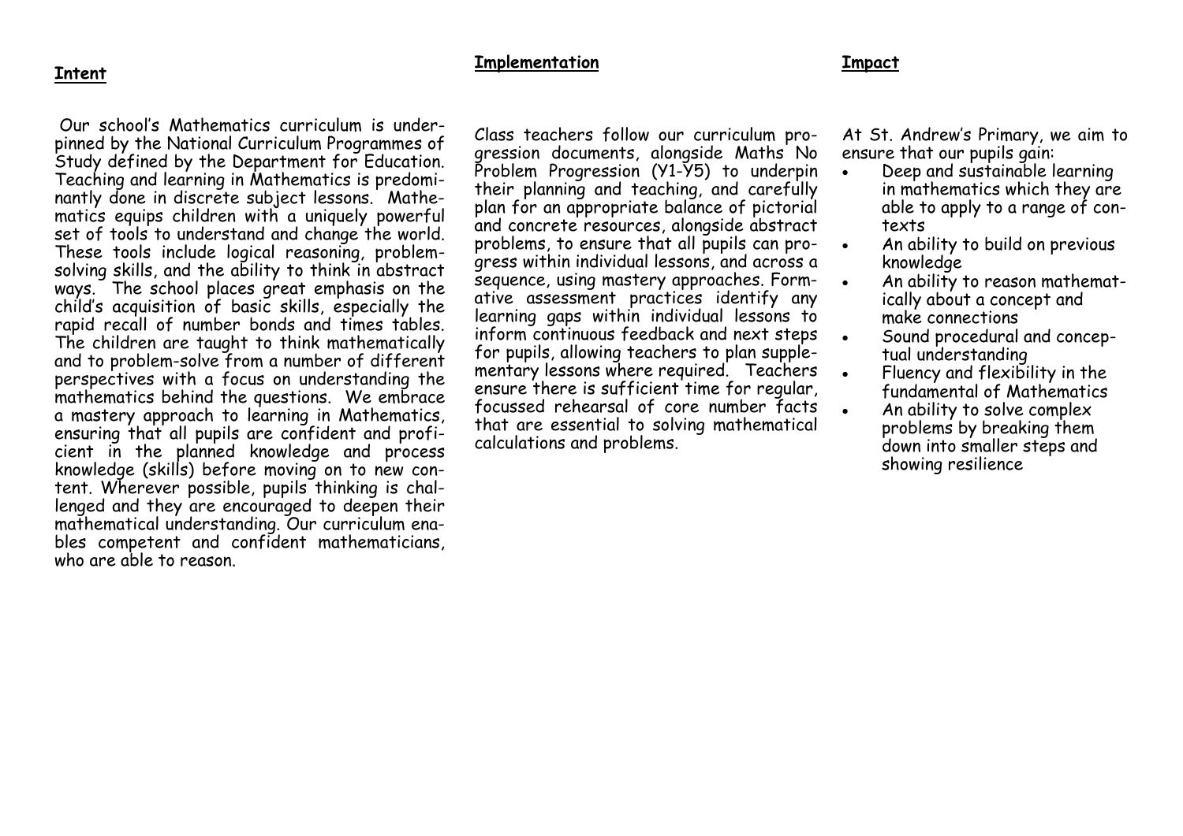## Intent

Our school's Mathematics curriculum is underpinned by the National Curriculum Programmes of Study defined by the Department for Education. Teaching and learning in Mathematics is predominantly done in discrete subject lessons. Mathematics equips children with a uniquely powerful set of tools to understand and change the world. These tools include logical reasoning, problem-solving skills, and the ability to think in abstract ways. The school places great emphasis on the child's acquisition of basic skills, especially the rapid recall of number bonds and times tables. The children are taught to think mathematically and to problem-solve from a number of different perspectives with a focus on understanding the mathematics behind the questions. We embrace a mastery approach to learning in Mathematics, ensuring that all pupils are confident and proficient in the planned knowledge and process knowledge (skills) before moving on to new content. Wherever possible, pupils thinking is challenged and they are encouraged to deepen their mathematical understanding. Our curriculum enables competent and confident mathematicians, who are able to reason.

## Implementation

Class teachers follow our curriculum progression documents, alongside Maths No Problem Progression (Y1-Y5) to underpin their planning and teaching, and carefully plan for an appropriate balance of pictorial and concrete resources, alongside abstract problems, to ensure that all pupils can progress within individual lessons, and across a sequence, using mastery approaches. Formative assessment practices identify any learning gaps within individual lessons to inform continuous feedback and next steps for pupils, allowing teachers to plan supplementary lessons where required. Teachers ensure there is sufficient time for regular, focussed rehearsal of core number facts that are essential to solving mathematical calculations and problems.

## Impact

At St. Andrew's Primary, we aim to ensure that our pupils gain:

- Deep and sustainable learning in mathematics which they are able to apply to a range of contexts
- An ability to build on previous knowledge
- An ability to reason mathematically about a concept and make connections
- Sound procedural and conceptual understanding
- Fluency and flexibility in the fundamental of Mathematics
- An ability to solve complex problems by breaking them down into smaller steps and showing resilience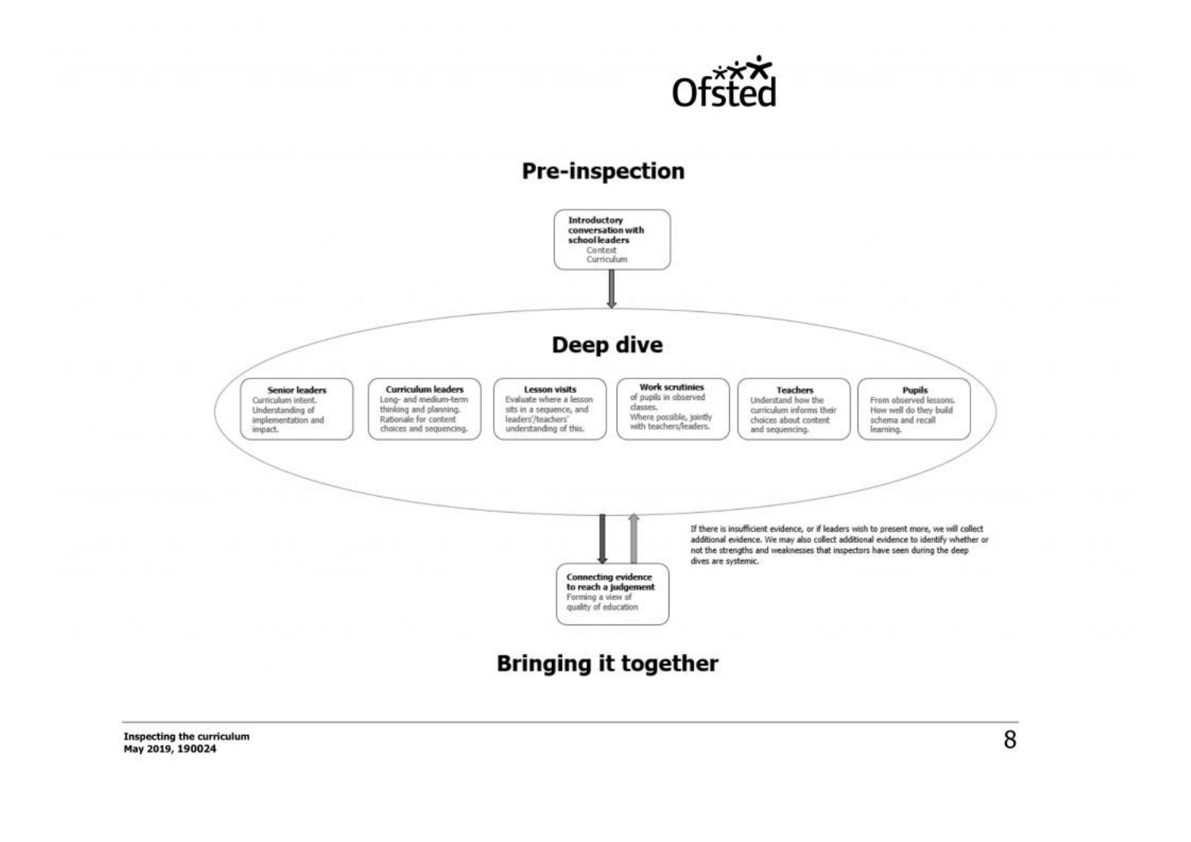## Pre-inspection

**Introductory conversation with school leaders**
Context
Curriculum

## Deep dive

**Senior leaders**
Curriculum intent. Understanding of implementation and impact.

**Curriculum leaders**
Long- and medium-term thinking and planning. Rationale for content choices and sequencing.

**Lesson visits**
Evaluate where a lesson sits in a sequence, and leaders'/teachers' understanding of this.

**Work scrutinies**
of pupils in observed classes. Where possible, jointly with teachers/leaders.

**Teachers**
Understand how the curriculum informs their choices about content and sequencing.

**Pupils**
From observed lessons. How well do they build schema and recall learning.

If there is insufficient evidence, or if leaders wish to present more, we will collect additional evidence. We may also collect additional evidence to identify whether or not the strengths and weaknesses that inspectors have seen during the deep dives are systemic.

**Connecting evidence to reach a judgement**
Forming a view of quality of education

## Bringing it together